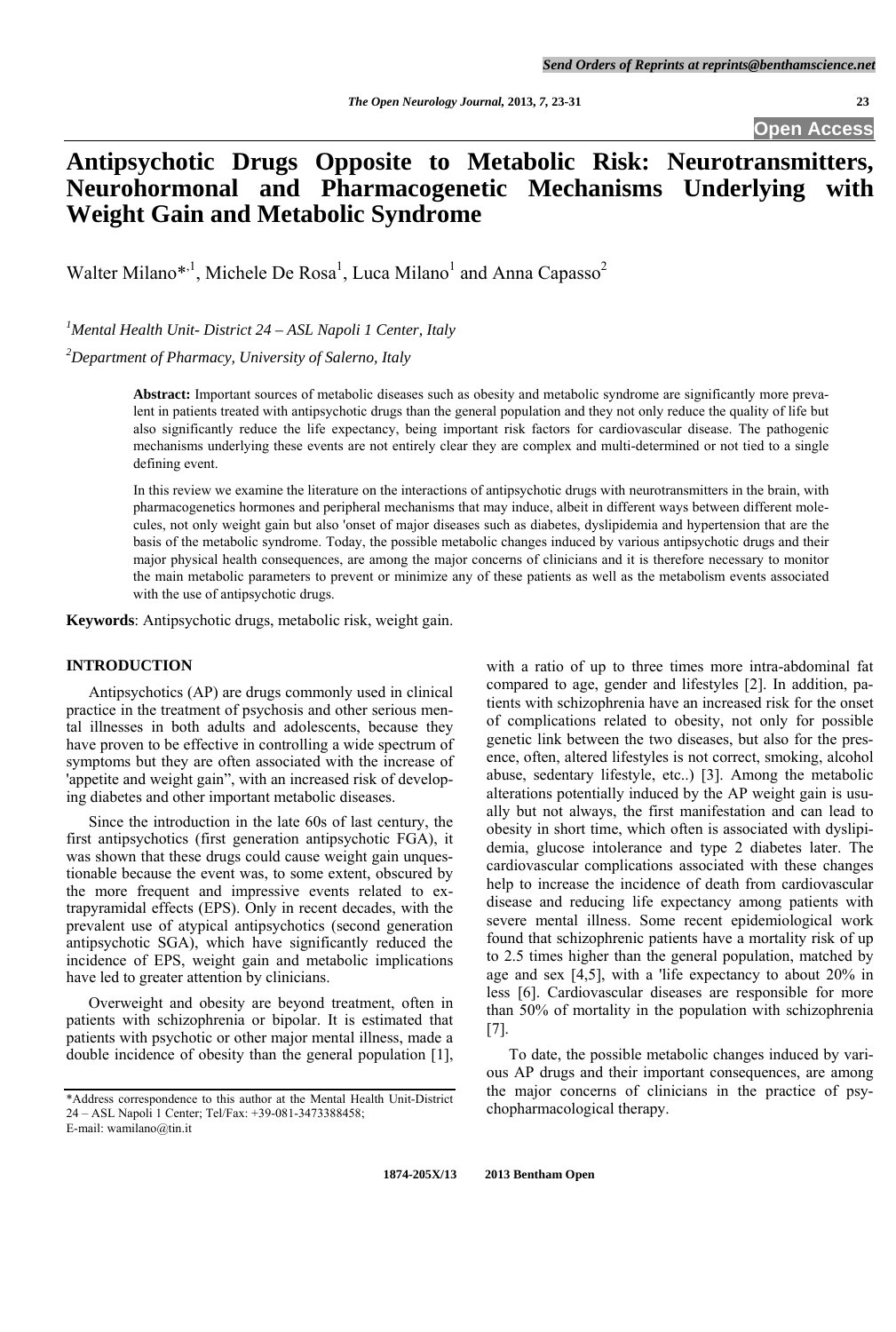# Antipsychotic Drugs Opposite to Metabolic Risk: Neurotransmitters, Neurohormonal and Pharmacogenetic Mechanisms Underlying with Weight Gain and Metabolic Syndrome

Walter Milano*[,1], Michele De Rosa[1], Luca Milano[1] and Anna Capasso[2]

[1]*Mental Health Unit- District 24 – ASL Napoli 1 Center, Italy*

[2]*Department of Pharmacy, University of Salerno, Italy*

**Abstract:** Important sources of metabolic diseases such as obesity and metabolic syndrome are significantly more prevalent in patients treated with antipsychotic drugs than the general population and they not only reduce the quality of life but also significantly reduce the life expectancy, being important risk factors for cardiovascular disease. The pathogenic mechanisms underlying these events are not entirely clear they are complex and multi-determined or not tied to a single defining event.

In this review we examine the literature on the interactions of antipsychotic drugs with neurotransmitters in the brain, with pharmacogenetics hormones and peripheral mechanisms that may induce, albeit in different ways between different molecules, not only weight gain but also 'onset of major diseases such as diabetes, dyslipidemia and hypertension that are the basis of the metabolic syndrome. Today, the possible metabolic changes induced by various antipsychotic drugs and their major physical health consequences, are among the major concerns of clinicians and it is therefore necessary to monitor the main metabolic parameters to prevent or minimize any of these patients as well as the metabolism events associated with the use of antipsychotic drugs.

**Keywords**: Antipsychotic drugs, metabolic risk, weight gain.

## INTRODUCTION

Antipsychotics (AP) are drugs commonly used in clinical practice in the treatment of psychosis and other serious mental illnesses in both adults and adolescents, because they have proven to be effective in controlling a wide spectrum of symptoms but they are often associated with the increase of 'appetite and weight gain", with an increased risk of developing diabetes and other important metabolic diseases.

Since the introduction in the late 60s of last century, the first antipsychotics (first generation antipsychotic FGA), it was shown that these drugs could cause weight gain unquestionable because the event was, to some extent, obscured by the more frequent and impressive events related to extrapyramidal effects (EPS). Only in recent decades, with the prevalent use of atypical antipsychotics (second generation antipsychotic SGA), which have significantly reduced the incidence of EPS, weight gain and metabolic implications have led to greater attention by clinicians.

Overweight and obesity are beyond treatment, often in patients with schizophrenia or bipolar. It is estimated that patients with psychotic or other major mental illness, made a double incidence of obesity than the general population [1], with a ratio of up to three times more intra-abdominal fat compared to age, gender and lifestyles [2]. In addition, patients with schizophrenia have an increased risk for the onset of complications related to obesity, not only for possible genetic link between the two diseases, but also for the presence, often, altered lifestyles is not correct, smoking, alcohol abuse, sedentary lifestyle, etc..) [3]. Among the metabolic alterations potentially induced by the AP weight gain is usually but not always, the first manifestation and can lead to obesity in short time, which often is associated with dyslipidemia, glucose intolerance and type 2 diabetes later. The cardiovascular complications associated with these changes help to increase the incidence of death from cardiovascular disease and reducing life expectancy among patients with severe mental illness. Some recent epidemiological work found that schizophrenic patients have a mortality risk of up to 2.5 times higher than the general population, matched by age and sex [4,5], with a 'life expectancy to about 20% in less [6]. Cardiovascular diseases are responsible for more than 50% of mortality in the population with schizophrenia [7].

To date, the possible metabolic changes induced by various AP drugs and their important consequences, are among the major concerns of clinicians in the practice of psychopharmacological therapy.

*Address correspondence to this author at the Mental Health Unit-District 24 – ASL Napoli 1 Center; Tel/Fax: +39-081-3473388458; E-mail: wamilano@tin.it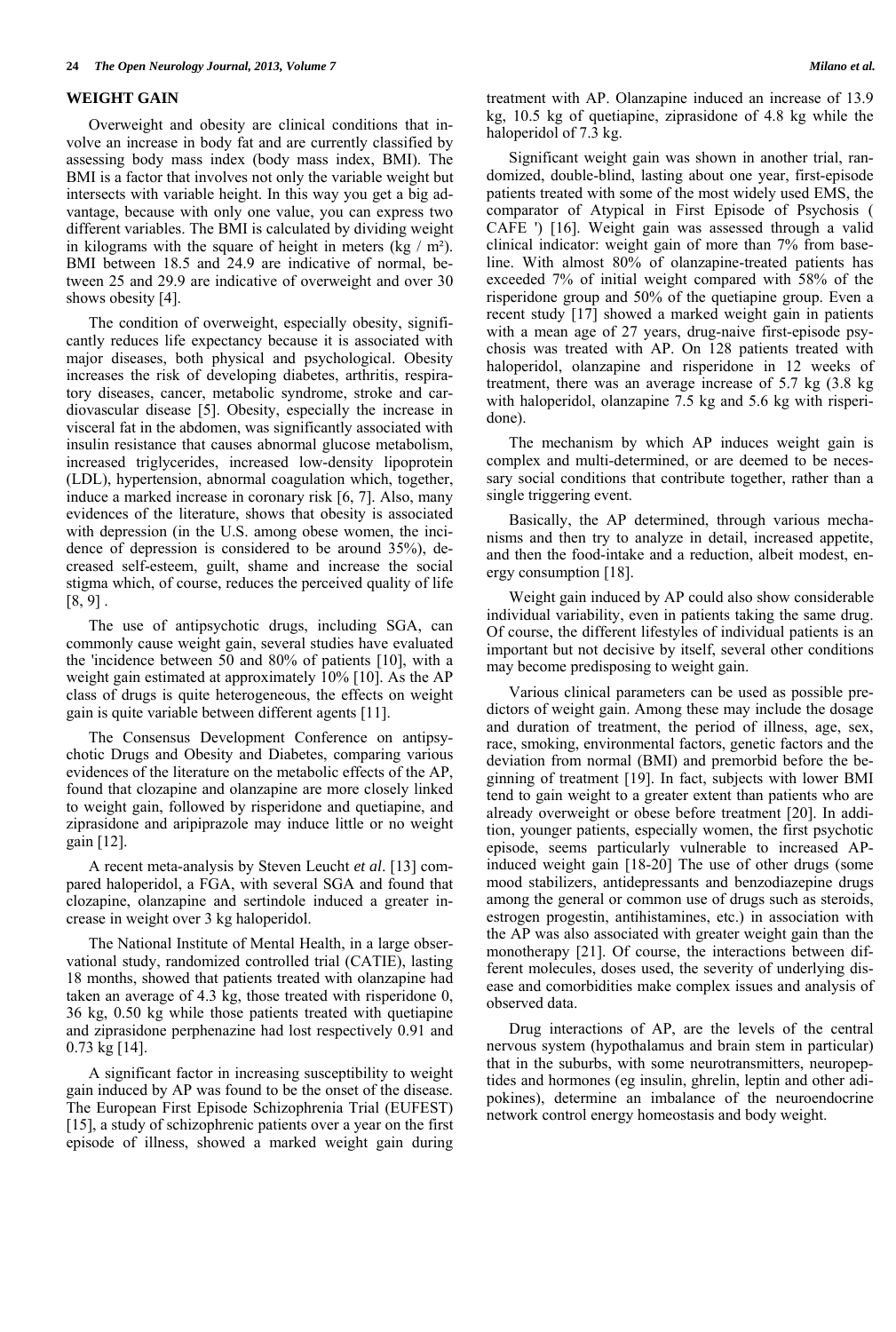## WEIGHT GAIN

Overweight and obesity are clinical conditions that involve an increase in body fat and are currently classified by assessing body mass index (body mass index, BMI). The BMI is a factor that involves not only the variable weight but intersects with variable height. In this way you get a big advantage, because with only one value, you can express two different variables. The BMI is calculated by dividing weight in kilograms with the square of height in meters (kg / m²). BMI between 18.5 and 24.9 are indicative of normal, between 25 and 29.9 are indicative of overweight and over 30 shows obesity [4].

The condition of overweight, especially obesity, significantly reduces life expectancy because it is associated with major diseases, both physical and psychological. Obesity increases the risk of developing diabetes, arthritis, respiratory diseases, cancer, metabolic syndrome, stroke and cardiovascular disease [5]. Obesity, especially the increase in visceral fat in the abdomen, was significantly associated with insulin resistance that causes abnormal glucose metabolism, increased triglycerides, increased low-density lipoprotein (LDL), hypertension, abnormal coagulation which, together, induce a marked increase in coronary risk [6, 7]. Also, many evidences of the literature, shows that obesity is associated with depression (in the U.S. among obese women, the incidence of depression is considered to be around 35%), decreased self-esteem, guilt, shame and increase the social stigma which, of course, reduces the perceived quality of life [8, 9] .

The use of antipsychotic drugs, including SGA, can commonly cause weight gain, several studies have evaluated the 'incidence between 50 and 80% of patients [10], with a weight gain estimated at approximately 10% [10]. As the AP class of drugs is quite heterogeneous, the effects on weight gain is quite variable between different agents [11].

The Consensus Development Conference on antipsychotic Drugs and Obesity and Diabetes, comparing various evidences of the literature on the metabolic effects of the AP, found that clozapine and olanzapine are more closely linked to weight gain, followed by risperidone and quetiapine, and ziprasidone and aripiprazole may induce little or no weight gain [12].

A recent meta-analysis by Steven Leucht *et al*. [13] compared haloperidol, a FGA, with several SGA and found that clozapine, olanzapine and sertindole induced a greater increase in weight over 3 kg haloperidol.

The National Institute of Mental Health, in a large observational study, randomized controlled trial (CATIE), lasting 18 months, showed that patients treated with olanzapine had taken an average of 4.3 kg, those treated with risperidone 0, 36 kg, 0.50 kg while those patients treated with quetiapine and ziprasidone perphenazine had lost respectively 0.91 and 0.73 kg [14].

A significant factor in increasing susceptibility to weight gain induced by AP was found to be the onset of the disease. The European First Episode Schizophrenia Trial (EUFEST) [15], a study of schizophrenic patients over a year on the first episode of illness, showed a marked weight gain during treatment with AP. Olanzapine induced an increase of 13.9 kg, 10.5 kg of quetiapine, ziprasidone of 4.8 kg while the haloperidol of 7.3 kg.

Significant weight gain was shown in another trial, randomized, double-blind, lasting about one year, first-episode patients treated with some of the most widely used EMS, the comparator of Atypical in First Episode of Psychosis ( CAFE ') [16]. Weight gain was assessed through a valid clinical indicator: weight gain of more than 7% from baseline. With almost 80% of olanzapine-treated patients has exceeded 7% of initial weight compared with 58% of the risperidone group and 50% of the quetiapine group. Even a recent study [17] showed a marked weight gain in patients with a mean age of 27 years, drug-naive first-episode psychosis was treated with AP. On 128 patients treated with haloperidol, olanzapine and risperidone in 12 weeks of treatment, there was an average increase of 5.7 kg (3.8 kg with haloperidol, olanzapine 7.5 kg and 5.6 kg with risperidone).

The mechanism by which AP induces weight gain is complex and multi-determined, or are deemed to be necessary social conditions that contribute together, rather than a single triggering event.

Basically, the AP determined, through various mechanisms and then try to analyze in detail, increased appetite, and then the food-intake and a reduction, albeit modest, energy consumption [18].

Weight gain induced by AP could also show considerable individual variability, even in patients taking the same drug. Of course, the different lifestyles of individual patients is an important but not decisive by itself, several other conditions may become predisposing to weight gain.

Various clinical parameters can be used as possible predictors of weight gain. Among these may include the dosage and duration of treatment, the period of illness, age, sex, race, smoking, environmental factors, genetic factors and the deviation from normal (BMI) and premorbid before the beginning of treatment [19]. In fact, subjects with lower BMI tend to gain weight to a greater extent than patients who are already overweight or obese before treatment [20]. In addition, younger patients, especially women, the first psychotic episode, seems particularly vulnerable to increased AP-induced weight gain [18-20] The use of other drugs (some mood stabilizers, antidepressants and benzodiazepine drugs among the general or common use of drugs such as steroids, estrogen progestin, antihistamines, etc.) in association with the AP was also associated with greater weight gain than the monotherapy [21]. Of course, the interactions between different molecules, doses used, the severity of underlying disease and comorbidities make complex issues and analysis of observed data.

Drug interactions of AP, are the levels of the central nervous system (hypothalamus and brain stem in particular) that in the suburbs, with some neurotransmitters, neuropeptides and hormones (eg insulin, ghrelin, leptin and other adipokines), determine an imbalance of the neuroendocrine network control energy homeostasis and body weight.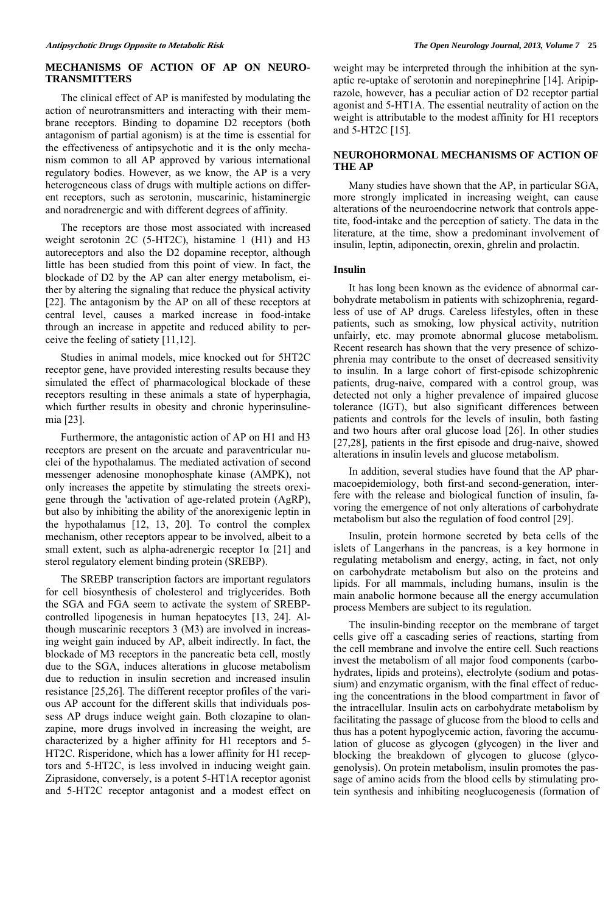## MECHANISMS OF ACTION OF AP ON NEURO-TRANSMITTERS

The clinical effect of AP is manifested by modulating the action of neurotransmitters and interacting with their membrane receptors. Binding to dopamine D2 receptors (both antagonism of partial agonism) is at the time is essential for the effectiveness of antipsychotic and it is the only mechanism common to all AP approved by various international regulatory bodies. However, as we know, the AP is a very heterogeneous class of drugs with multiple actions on different receptors, such as serotonin, muscarinic, histaminergic and noradrenergic and with different degrees of affinity.

The receptors are those most associated with increased weight serotonin 2C (5-HT2C), histamine 1 (H1) and H3 autoreceptors and also the D2 dopamine receptor, although little has been studied from this point of view. In fact, the blockade of D2 by the AP can alter energy metabolism, either by altering the signaling that reduce the physical activity [22]. The antagonism by the AP on all of these receptors at central level, causes a marked increase in food-intake through an increase in appetite and reduced ability to perceive the feeling of satiety [11,12].

Studies in animal models, mice knocked out for 5HT2C receptor gene, have provided interesting results because they simulated the effect of pharmacological blockade of these receptors resulting in these animals a state of hyperphagia, which further results in obesity and chronic hyperinsulinemia [23].

Furthermore, the antagonistic action of AP on H1 and H3 receptors are present on the arcuate and paraventricular nuclei of the hypothalamus. The mediated activation of second messenger adenosine monophosphate kinase (AMPK), not only increases the appetite by stimulating the streets orexigene through the 'activation of age-related protein (AgRP), but also by inhibiting the ability of the anorexigenic leptin in the hypothalamus [12, 13, 20]. To control the complex mechanism, other receptors appear to be involved, albeit to a small extent, such as alpha-adrenergic receptor 1α [21] and sterol regulatory element binding protein (SREBP).

The SREBP transcription factors are important regulators for cell biosynthesis of cholesterol and triglycerides. Both the SGA and FGA seem to activate the system of SREBP-controlled lipogenesis in human hepatocytes [13, 24]. Although muscarinic receptors 3 (M3) are involved in increasing weight gain induced by AP, albeit indirectly. In fact, the blockade of M3 receptors in the pancreatic beta cell, mostly due to the SGA, induces alterations in glucose metabolism due to reduction in insulin secretion and increased insulin resistance [25,26]. The different receptor profiles of the various AP account for the different skills that individuals possess AP drugs induce weight gain. Both clozapine to olanzapine, more drugs involved in increasing the weight, are characterized by a higher affinity for H1 receptors and 5-HT2C. Risperidone, which has a lower affinity for H1 receptors and 5-HT2C, is less involved in inducing weight gain. Ziprasidone, conversely, is a potent 5-HT1A receptor agonist and 5-HT2C receptor antagonist and a modest effect on weight may be interpreted through the inhibition at the synaptic re-uptake of serotonin and norepinephrine [14]. Aripiprazole, however, has a peculiar action of D2 receptor partial agonist and 5-HT1A. The essential neutrality of action on the weight is attributable to the modest affinity for H1 receptors and 5-HT2C [15].

## NEUROHORMONAL MECHANISMS OF ACTION OF THE AP

Many studies have shown that the AP, in particular SGA, more strongly implicated in increasing weight, can cause alterations of the neuroendocrine network that controls appetite, food-intake and the perception of satiety. The data in the literature, at the time, show a predominant involvement of insulin, leptin, adiponectin, orexin, ghrelin and prolactin.

### Insulin

It has long been known as the evidence of abnormal carbohydrate metabolism in patients with schizophrenia, regardless of use of AP drugs. Careless lifestyles, often in these patients, such as smoking, low physical activity, nutrition unfairly, etc. may promote abnormal glucose metabolism. Recent research has shown that the very presence of schizophrenia may contribute to the onset of decreased sensitivity to insulin. In a large cohort of first-episode schizophrenic patients, drug-naive, compared with a control group, was detected not only a higher prevalence of impaired glucose tolerance (IGT), but also significant differences between patients and controls for the levels of insulin, both fasting and two hours after oral glucose load [26]. In other studies [27,28], patients in the first episode and drug-naive, showed alterations in insulin levels and glucose metabolism.

In addition, several studies have found that the AP pharmacoepidemiology, both first-and second-generation, interfere with the release and biological function of insulin, favoring the emergence of not only alterations of carbohydrate metabolism but also the regulation of food control [29].

Insulin, protein hormone secreted by beta cells of the islets of Langerhans in the pancreas, is a key hormone in regulating metabolism and energy, acting, in fact, not only on carbohydrate metabolism but also on the proteins and lipids. For all mammals, including humans, insulin is the main anabolic hormone because all the energy accumulation process Members are subject to its regulation.

The insulin-binding receptor on the membrane of target cells give off a cascading series of reactions, starting from the cell membrane and involve the entire cell. Such reactions invest the metabolism of all major food components (carbohydrates, lipids and proteins), electrolyte (sodium and potassium) and enzymatic organism, with the final effect of reducing the concentrations in the blood compartment in favor of the intracellular. Insulin acts on carbohydrate metabolism by facilitating the passage of glucose from the blood to cells and thus has a potent hypoglycemic action, favoring the accumulation of glucose as glycogen (glycogen) in the liver and blocking the breakdown of glycogen to glucose (glycogenolysis). On protein metabolism, insulin promotes the passage of amino acids from the blood cells by stimulating protein synthesis and inhibiting neoglucogenesis (formation of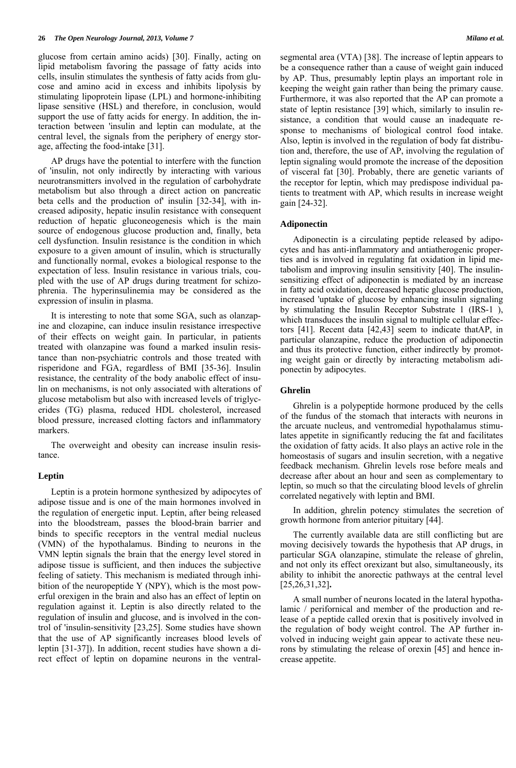glucose from certain amino acids) [30]. Finally, acting on lipid metabolism favoring the passage of fatty acids into cells, insulin stimulates the synthesis of fatty acids from glucose and amino acid in excess and inhibits lipolysis by stimulating lipoprotein lipase (LPL) and hormone-inhibiting lipase sensitive (HSL) and therefore, in conclusion, would support the use of fatty acids for energy. In addition, the interaction between 'insulin and leptin can modulate, at the central level, the signals from the periphery of energy storage, affecting the food-intake [31].

AP drugs have the potential to interfere with the function of 'insulin, not only indirectly by interacting with various neurotransmitters involved in the regulation of carbohydrate metabolism but also through a direct action on pancreatic beta cells and the production of' insulin [32-34], with increased adiposity, hepatic insulin resistance with consequent reduction of hepatic gluconeogenesis which is the main source of endogenous glucose production and, finally, beta cell dysfunction. Insulin resistance is the condition in which exposure to a given amount of insulin, which is structurally and functionally normal, evokes a biological response to the expectation of less. Insulin resistance in various trials, coupled with the use of AP drugs during treatment for schizophrenia. The hyperinsulinemia may be considered as the expression of insulin in plasma.

It is interesting to note that some SGA, such as olanzapine and clozapine, can induce insulin resistance irrespective of their effects on weight gain. In particular, in patients treated with olanzapine was found a marked insulin resistance than non-psychiatric controls and those treated with risperidone and FGA, regardless of BMI [35-36]. Insulin resistance, the centrality of the body anabolic effect of insulin on mechanisms, is not only associated with alterations of glucose metabolism but also with increased levels of triglycerides (TG) plasma, reduced HDL cholesterol, increased blood pressure, increased clotting factors and inflammatory markers.

The overweight and obesity can increase insulin resistance.

### Leptin

Leptin is a protein hormone synthesized by adipocytes of adipose tissue and is one of the main hormones involved in the regulation of energetic input. Leptin, after being released into the bloodstream, passes the blood-brain barrier and binds to specific receptors in the ventral medial nucleus (VMN) of the hypothalamus. Binding to neurons in the VMN leptin signals the brain that the energy level stored in adipose tissue is sufficient, and then induces the subjective feeling of satiety. This mechanism is mediated through inhibition of the neuropeptide Y (NPY), which is the most powerful orexigen in the brain and also has an effect of leptin on regulation against it. Leptin is also directly related to the regulation of insulin and glucose, and is involved in the control of 'insulin-sensitivity [23,25]. Some studies have shown that the use of AP significantly increases blood levels of leptin [31-37]). In addition, recent studies have shown a direct effect of leptin on dopamine neurons in the ventral-segmental area (VTA) [38]. The increase of leptin appears to be a consequence rather than a cause of weight gain induced by AP. Thus, presumably leptin plays an important role in keeping the weight gain rather than being the primary cause. Furthermore, it was also reported that the AP can promote a state of leptin resistance [39] which, similarly to insulin resistance, a condition that would cause an inadequate response to mechanisms of biological control food intake. Also, leptin is involved in the regulation of body fat distribution and, therefore, the use of AP, involving the regulation of leptin signaling would promote the increase of the deposition of visceral fat [30]. Probably, there are genetic variants of the receptor for leptin, which may predispose individual patients to treatment with AP, which results in increase weight gain [24-32].

### Adiponectin

Adiponectin is a circulating peptide released by adipocytes and has anti-inflammatory and antiatherogenic properties and is involved in regulating fat oxidation in lipid metabolism and improving insulin sensitivity [40]. The insulin-sensitizing effect of adiponectin is mediated by an increase in fatty acid oxidation, decreased hepatic glucose production, increased 'uptake of glucose by enhancing insulin signaling by stimulating the Insulin Receptor Substrate 1 (IRS-1 ), which transduces the insulin signal to multiple cellular effectors [41]. Recent data [42,43] seem to indicate thatAP, in particular olanzapine, reduce the production of adiponectin and thus its protective function, either indirectly by promoting weight gain or directly by interacting metabolism adiponectin by adipocytes.

### Ghrelin

Ghrelin is a polypeptide hormone produced by the cells of the fundus of the stomach that interacts with neurons in the arcuate nucleus, and ventromedial hypothalamus stimulates appetite in significantly reducing the fat and facilitates the oxidation of fatty acids. It also plays an active role in the homeostasis of sugars and insulin secretion, with a negative feedback mechanism. Ghrelin levels rose before meals and decrease after about an hour and seen as complementary to leptin, so much so that the circulating blood levels of ghrelin correlated negatively with leptin and BMI.

In addition, ghrelin potency stimulates the secretion of growth hormone from anterior pituitary [44].

The currently available data are still conflicting but are moving decisively towards the hypothesis that AP drugs, in particular SGA olanzapine, stimulate the release of ghrelin, and not only its effect orexizant but also, simultaneously, its ability to inhibit the anorectic pathways at the central level [25,26,31,32]**.**

A small number of neurons located in the lateral hypothalamic / perifornical and member of the production and release of a peptide called orexin that is positively involved in the regulation of body weight control. The AP further involved in inducing weight gain appear to activate these neurons by stimulating the release of orexin [45] and hence increase appetite.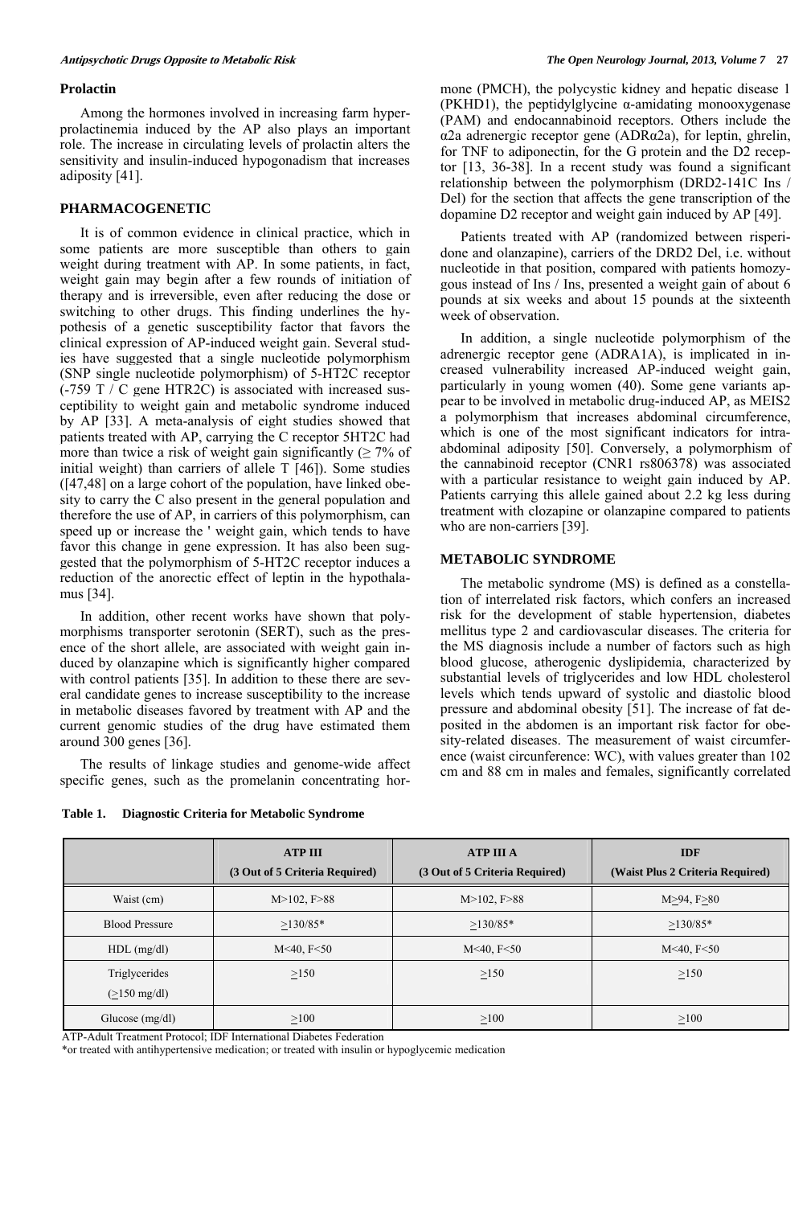## Prolactin

Among the hormones involved in increasing farm hyperprolactinemia induced by the AP also plays an important role. The increase in circulating levels of prolactin alters the sensitivity and insulin-induced hypogonadism that increases adiposity [41].

## PHARMACOGENETIC

It is of common evidence in clinical practice, which in some patients are more susceptible than others to gain weight during treatment with AP. In some patients, in fact, weight gain may begin after a few rounds of initiation of therapy and is irreversible, even after reducing the dose or switching to other drugs. This finding underlines the hypothesis of a genetic susceptibility factor that favors the clinical expression of AP-induced weight gain. Several studies have suggested that a single nucleotide polymorphism (SNP single nucleotide polymorphism) of 5-HT2C receptor (-759 T / C gene HTR2C) is associated with increased susceptibility to weight gain and metabolic syndrome induced by AP [33]. A meta-analysis of eight studies showed that patients treated with AP, carrying the C receptor 5HT2C had more than twice a risk of weight gain significantly (≥ 7% of initial weight) than carriers of allele T [46]). Some studies ([47,48] on a large cohort of the population, have linked obesity to carry the C also present in the general population and therefore the use of AP, in carriers of this polymorphism, can speed up or increase the ' weight gain, which tends to have favor this change in gene expression. It has also been suggested that the polymorphism of 5-HT2C receptor induces a reduction of the anorectic effect of leptin in the hypothalamus [34].

In addition, other recent works have shown that polymorphisms transporter serotonin (SERT), such as the presence of the short allele, are associated with weight gain induced by olanzapine which is significantly higher compared with control patients [35]. In addition to these there are several candidate genes to increase susceptibility to the increase in metabolic diseases favored by treatment with AP and the current genomic studies of the drug have estimated them around 300 genes [36].

The results of linkage studies and genome-wide affect specific genes, such as the promelanin concentrating hormone (PMCH), the polycystic kidney and hepatic disease 1 (PKHD1), the peptidylglycine α-amidating monooxygenase (PAM) and endocannabinoid receptors. Others include the α2a adrenergic receptor gene (ADRα2a), for leptin, ghrelin, for TNF to adiponectin, for the G protein and the D2 receptor [13, 36-38]. In a recent study was found a significant relationship between the polymorphism (DRD2-141C Ins / Del) for the section that affects the gene transcription of the dopamine D2 receptor and weight gain induced by AP [49].

Patients treated with AP (randomized between risperidone and olanzapine), carriers of the DRD2 Del, i.e. without nucleotide in that position, compared with patients homozygous instead of Ins / Ins, presented a weight gain of about 6 pounds at six weeks and about 15 pounds at the sixteenth week of observation.

In addition, a single nucleotide polymorphism of the adrenergic receptor gene (ADRA1A), is implicated in increased vulnerability increased AP-induced weight gain, particularly in young women (40). Some gene variants appear to be involved in metabolic drug-induced AP, as MEIS2 a polymorphism that increases abdominal circumference, which is one of the most significant indicators for intra-abdominal adiposity [50]. Conversely, a polymorphism of the cannabinoid receptor (CNR1 rs806378) was associated with a particular resistance to weight gain induced by AP. Patients carrying this allele gained about 2.2 kg less during treatment with clozapine or olanzapine compared to patients who are non-carriers [39].

## METABOLIC SYNDROME

The metabolic syndrome (MS) is defined as a constellation of interrelated risk factors, which confers an increased risk for the development of stable hypertension, diabetes mellitus type 2 and cardiovascular diseases. The criteria for the MS diagnosis include a number of factors such as high blood glucose, atherogenic dyslipidemia, characterized by substantial levels of triglycerides and low HDL cholesterol levels which tends upward of systolic and diastolic blood pressure and abdominal obesity [51]. The increase of fat deposited in the abdomen is an important risk factor for obesity-related diseases. The measurement of waist circumference (waist circumference: WC), with values greater than 102 cm and 88 cm in males and females, significantly correlated

**Table 1. Diagnostic Criteria for Metabolic Syndrome**

| | ATP III (3 Out of 5 Criteria Required) | ATP III A (3 Out of 5 Criteria Required) | IDF (Waist Plus 2 Criteria Required) |
|---|---|---|---|
| Waist (cm) | M>102, F>88 | M>102, F>88 | M≥94, F≥80 |
| Blood Pressure | ≥130/85* | ≥130/85* | ≥130/85* |
| HDL (mg/dl) | M<40, F<50 | M<40, F<50 | M<40, F<50 |
| Triglycerides (≥150 mg/dl) | ≥150 | ≥150 | ≥150 |
| Glucose (mg/dl) | ≥100 | ≥100 | ≥100 |

ATP-Adult Treatment Protocol; IDF International Diabetes Federation

*or treated with antihypertensive medication; or treated with insulin or hypoglycemic medication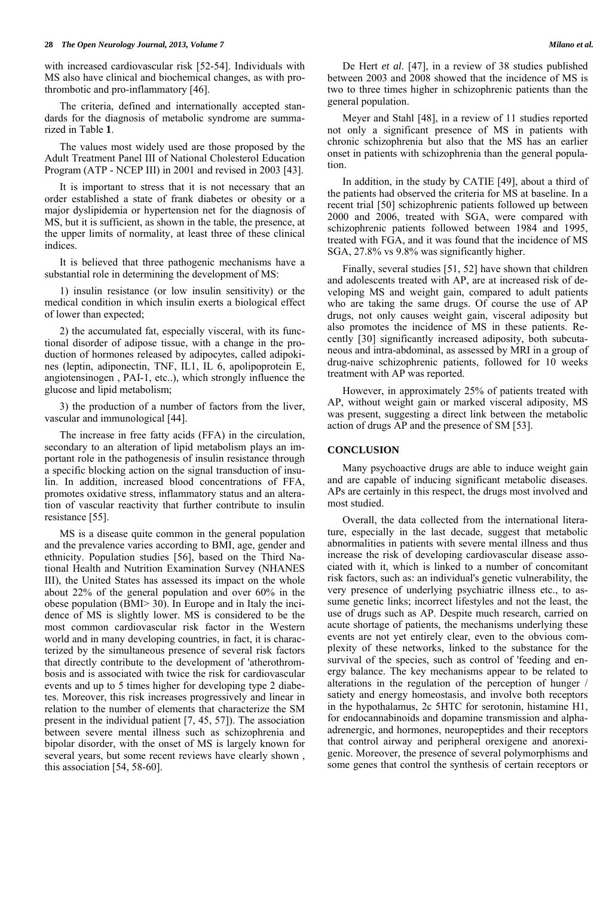with increased cardiovascular risk [52-54]. Individuals with MS also have clinical and biochemical changes, as with pro-thrombotic and pro-inflammatory [46].

The criteria, defined and internationally accepted standards for the diagnosis of metabolic syndrome are summarized in Table **1**.

The values most widely used are those proposed by the Adult Treatment Panel III of National Cholesterol Education Program (ATP - NCEP III) in 2001 and revised in 2003 [43].

It is important to stress that it is not necessary that an order established a state of frank diabetes or obesity or a major dyslipidemia or hypertension net for the diagnosis of MS, but it is sufficient, as shown in the table, the presence, at the upper limits of normality, at least three of these clinical indices.

It is believed that three pathogenic mechanisms have a substantial role in determining the development of MS:

1) insulin resistance (or low insulin sensitivity) or the medical condition in which insulin exerts a biological effect of lower than expected;

2) the accumulated fat, especially visceral, with its functional disorder of adipose tissue, with a change in the production of hormones released by adipocytes, called adipokines (leptin, adiponectin, TNF, IL1, IL 6, apolipoprotein E, angiotensinogen , PAI-1, etc..), which strongly influence the glucose and lipid metabolism;

3) the production of a number of factors from the liver, vascular and immunological [44].

The increase in free fatty acids (FFA) in the circulation, secondary to an alteration of lipid metabolism plays an important role in the pathogenesis of insulin resistance through a specific blocking action on the signal transduction of insulin. In addition, increased blood concentrations of FFA, promotes oxidative stress, inflammatory status and an alteration of vascular reactivity that further contribute to insulin resistance [55].

MS is a disease quite common in the general population and the prevalence varies according to BMI, age, gender and ethnicity. Population studies [56], based on the Third National Health and Nutrition Examination Survey (NHANES III), the United States has assessed its impact on the whole about 22% of the general population and over 60% in the obese population (BMI> 30). In Europe and in Italy the incidence of MS is slightly lower. MS is considered to be the most common cardiovascular risk factor in the Western world and in many developing countries, in fact, it is characterized by the simultaneous presence of several risk factors that directly contribute to the development of 'atherothrombosis and is associated with twice the risk for cardiovascular events and up to 5 times higher for developing type 2 diabetes. Moreover, this risk increases progressively and linear in relation to the number of elements that characterize the SM present in the individual patient [7, 45, 57]). The association between severe mental illness such as schizophrenia and bipolar disorder, with the onset of MS is largely known for several years, but some recent reviews have clearly shown , this association [54, 58-60].

De Hert *et al*. [47], in a review of 38 studies published between 2003 and 2008 showed that the incidence of MS is two to three times higher in schizophrenic patients than the general population.

Meyer and Stahl [48], in a review of 11 studies reported not only a significant presence of MS in patients with chronic schizophrenia but also that the MS has an earlier onset in patients with schizophrenia than the general population.

In addition, in the study by CATIE [49], about a third of the patients had observed the criteria for MS at baseline. In a recent trial [50] schizophrenic patients followed up between 2000 and 2006, treated with SGA, were compared with schizophrenic patients followed between 1984 and 1995, treated with FGA, and it was found that the incidence of MS SGA, 27.8% vs 9.8% was significantly higher.

Finally, several studies [51, 52] have shown that children and adolescents treated with AP, are at increased risk of developing MS and weight gain, compared to adult patients who are taking the same drugs. Of course the use of AP drugs, not only causes weight gain, visceral adiposity but also promotes the incidence of MS in these patients. Recently [30] significantly increased adiposity, both subcutaneous and intra-abdominal, as assessed by MRI in a group of drug-naive schizophrenic patients, followed for 10 weeks treatment with AP was reported.

However, in approximately 25% of patients treated with AP, without weight gain or marked visceral adiposity, MS was present, suggesting a direct link between the metabolic action of drugs AP and the presence of SM [53].

## CONCLUSION

Many psychoactive drugs are able to induce weight gain and are capable of inducing significant metabolic diseases. APs are certainly in this respect, the drugs most involved and most studied.

Overall, the data collected from the international literature, especially in the last decade, suggest that metabolic abnormalities in patients with severe mental illness and thus increase the risk of developing cardiovascular disease associated with it, which is linked to a number of concomitant risk factors, such as: an individual's genetic vulnerability, the very presence of underlying psychiatric illness etc., to assume genetic links; incorrect lifestyles and not the least, the use of drugs such as AP. Despite much research, carried on acute shortage of patients, the mechanisms underlying these events are not yet entirely clear, even to the obvious complexity of these networks, linked to the substance for the survival of the species, such as control of 'feeding and energy balance. The key mechanisms appear to be related to alterations in the regulation of the perception of hunger / satiety and energy homeostasis, and involve both receptors in the hypothalamus, 2c 5HTC for serotonin, histamine H1, for endocannabinoids and dopamine transmission and alpha-adrenergic, and hormones, neuropeptides and their receptors that control airway and peripheral orexigene and anorexigenic. Moreover, the presence of several polymorphisms and some genes that control the synthesis of certain receptors or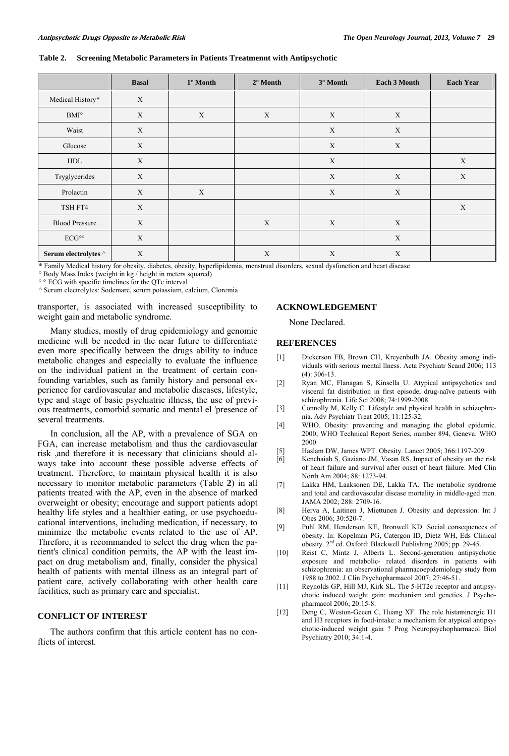**Table 2. Screening Metabolic Parameters in Patients Treatmennt with Antipsychotic**

| | Basal | 1° Month | 2° Month | 3° Month | Each 3 Month | Each Year |
|---|---|---|---|---|---|---|
| Medical History* | X | | | | | |
| BMI° | X | X | X | X | X | |
| Waist | X | | | X | X | |
| Glucose | X | | | X | X | |
| HDL | X | | | X | | X |
| Tryglycerides | X | | | X | X | X |
| Prolactin | X | X | | X | X | |
| TSH FT4 | X | | | | | X |
| Blood Pressure | X | | X | X | X | |
| ECG°° | X | | | | X | |
| **Serum electrolytes ^** | X | | X | X | X | |

\* Family Medical history for obesity, diabetes, obesity, hyperlipidemia, menstrual disorders, sexual dysfunction and heart disease
° Body Mass Index (weight in kg / height in meters squared)
° ° ECG with specific timelines for the QTc interval
^ Serum electrolytes: Sodemare, serum potassium, calcium, Cloremia

transporter, is associated with increased susceptibility to weight gain and metabolic syndrome.

Many studies, mostly of drug epidemiology and genomic medicine will be needed in the near future to differentiate even more specifically between the drugs ability to induce metabolic changes and especially to evaluate the influence on the individual patient in the treatment of certain confounding variables, such as family history and personal experience for cardiovascular and metabolic diseases, lifestyle, type and stage of basic psychiatric illness, the use of previous treatments, comorbid somatic and mental el 'presence of several treatments.

In conclusion, all the AP, with a prevalence of SGA on FGA, can increase metabolism and thus the cardiovascular risk ,and therefore it is necessary that clinicians should always take into account these possible adverse effects of treatment. Therefore, to maintain physical health it is also necessary to monitor metabolic parameters (Table **2**) in all patients treated with the AP, even in the absence of marked overweight or obesity; encourage and support patients adopt healthy life styles and a healthier eating, or use psychoeducational interventions, including medication, if necessary, to minimize the metabolic events related to the use of AP. Threfore, it is recommanded to select the drug when the patient's clinical condition permits, the AP with the least impact on drug metabolism and, finally, consider the physical health of patients with mental illness as an integral part of patient care, actively collaborating with other health care facilities, such as primary care and specialist.

## CONFLICT OF INTEREST

The authors confirm that this article content has no conflicts of interest.

## ACKNOWLEDGEMENT

None Declared.

## REFERENCES

[1] Dickerson FB, Brown CH, Kreyenbulh JA. Obesity among individuals with serious mental llness. Acta Psychiatr Scand 2006; 113 (4): 306-13.

[2] Ryan MC, Flanagan S, Kinsella U. Atypical antipsychotics and visceral fat distribution in first episode, drug-naïve patients with schizophrenia. Life Sci 2008; 74:1999-2008.

[3] Connolly M, Kelly C. Lifestyle and physical health in schizophrenia. Adv Psychiatr Treat 2005; 11:125-32.

[4] WHO. Obesity: preventing and managing the global epidemic. 2000; WHO Technical Report Series, number 894, Geneva: WHO 2000

[5] Haslam DW, James WPT. Obesity. Lancet 2005; 366:1197-209.

[6] Kenchaiah S, Gaziano JM, Vasan RS. Impact of obesity on the risk of heart failure and survival after onset of heart failure. Med Clin North Am 2004; 88: 1273-94.

[7] Lakka HM, Laaksonen DE, Lakka TA. The metabolic syndrome and total and cardiovascular disease mortality in middle-aged men. JAMA 2002; 288: 2709-16.

[8] Herva A, Laitinen J, Miettunen J. Obesity and depression. Int J Obes 2006; 30:520-7.

[9] Puhl RM, Henderson KE, Bronwell KD. Social consequences of obesity. In: Kopelman PG, Catergon ID, Dietz WH, Eds Clinical obesity. 2nd ed. Oxford: Blackwell Publishing 2005; pp. 29-45.

[10] Reist C, Mintz J, Alberts L. Second-generation antipsychotic exposure and metabolic- related disorders in patients with schizophrenia: an observational pharmacoepidemiology study from 1988 to 2002. J Clin Psychopharmacol 2007; 27:46-51.

[11] Reynolds GP, Hill MJ, Kirk SL. The 5-HT2c receptor and antipsychotic induced weight gain: mechanism and genetics. J Psychopharmacol 2006; 20:15-8.

[12] Deng C, Weston-Geeen C, Huang XF. The role histaminergic H1 and H3 receptors in food-intake: a mechanism for atypical antipsychotic-induced weight gain ? Prog Neuropsychopharmacol Biol Psychiatry 2010; 34:1-4.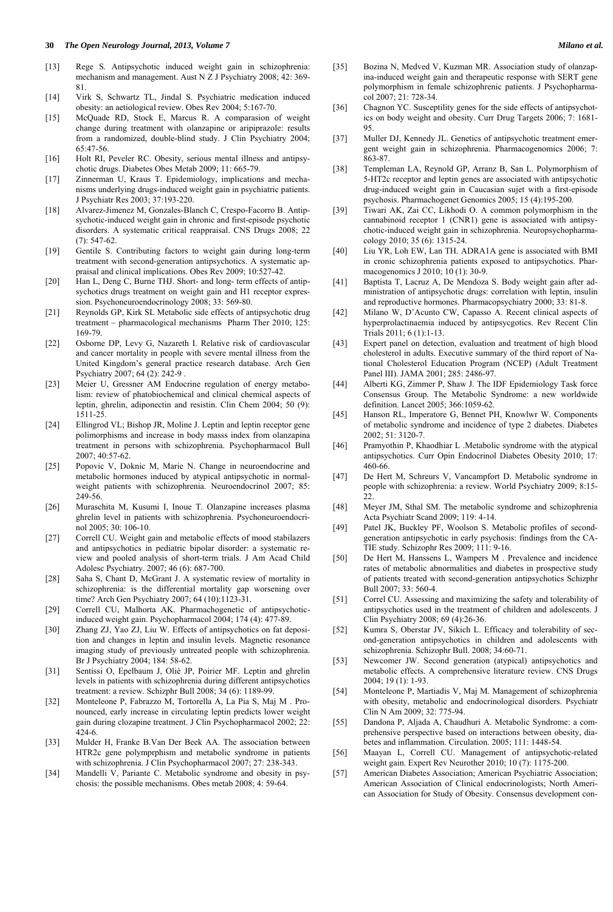[13] Rege S. Antipsychotic induced weight gain in schizophrenia: mechanism and management. Aust N Z J Psychiatry 2008; 42: 369-81.

[14] Virk S, Schwartz TL, Jindal S. Psychiatric medication induced obesity: an aetiological review. Obes Rev 2004; 5:167-70.

[15] McQuade RD, Stock E, Marcus R. A comparasion of weight change during treatment with olanzapine or aripiprazole: results from a randomized, double-blind study. J Clin Psychiatry 2004; 65:47-56.

[16] Holt RI, Peveler RC. Obesity, serious mental illness and antipsychotic drugs. Diabetes Obes Metab 2009; 11: 665-79.

[17] Zinnerman U, Kraus T. Epidemiology, implications and mechanisms underlying drugs-induced weight gain in psychiatric patients. J Psychiatr Res 2003; 37:193-220.

[18] Alvarez-Jimenez M, Gonzales-Blanch C, Crespo-Facorro B. Antipsychotic-induced weight gain in chronic and first-episode psychotic disorders. A systematic critical reappraisal. CNS Drugs 2008; 22 (7): 547-62.

[19] Gentile S. Contributing factors to weight gain during long-term treatment with second-generation antipsychotics. A systematic appraisal and clinical implications. Obes Rev 2009; 10:527-42.

[20] Han L, Deng C, Burne THJ. Short- and long- term effects of antipsychotics drugs treatment on weight gain and H1 receptor expression. Psychoneuroendocrinology 2008; 33: 569-80.

[21] Reynolds GP, Kirk SL Metabolic side effects of antipsychotic drug treatment – pharmacological mechanisms Pharm Ther 2010; 125: 169-79.

[22] Osborne DP, Levy G, Nazareth I. Relative risk of cardiovascular and cancer mortality in people with severe mental illness from the United Kingdom's general practice research database. Arch Gen Psychiatry 2007; 64 (2): 242-9 .

[23] Meier U, Gressner AM Endocrine regulation of energy metabolism: review of phatobiochemical and clinical chemical aspects of leptin, ghrelin, adiponectin and resistin. Clin Chem 2004; 50 (9): 1511-25.

[24] Ellingrod VL; Bishop JR, Moline J. Leptin and leptin receptor gene polimorphisms and increase in body masss index from olanzapina treatment in persons with schizophrenia. Psychopharmacol Bull 2007; 40:57-62.

[25] Popovic V, Doknic M, Marie N. Change in neuroendocrine and metabolic hormones induced by atypical antipsychotic in normal-weight patients with schizophrenia. Neuroendocrinol 2007; 85: 249-56.

[26] Muraschita M, Kusumi I, Inoue T. Olanzapine increases plasma ghrelin level in patients with schizophrenia. Psychoneuroendocrinol 2005; 30: 106-10.

[27] Correll CU. Weight gain and metabolic effects of mood stabilazers and antipsychotics in pediatric bipolar disorder: a systematic review and pooled analysis of short-term trials. J Am Acad Child Adolesc Psychiatry. 2007; 46 (6): 687-700.

[28] Saha S, Chant D, McGrant J. A systematic review of mortality in schizophrenia: is the differential mortality gap worsening over time? Arch Gen Psychiatry 2007; 64 (10):1123-31.

[29] Correll CU, Malhorta AK. Pharmachogenetic of antipsychotic-induced weight gain. Psychopharmacol 2004; 174 (4): 477-89.

[30] Zhang ZJ, Yao ZJ, Liu W. Effects of antipsychotics on fat deposition and changes in leptin and insulin levels. Magnetic resonance imaging study of previously untreated people with schizophrenia. Br J Psychiatry 2004; 184: 58-62.

[31] Sentissi O, Epelbaum J, Oliè JP, Poirier MF. Leptin and ghrelin levels in patients with schizophrenia during different antipsychotics treatment: a review. Schizphr Bull 2008; 34 (6): 1189-99.

[32] Monteleone P, Fabrazzo M, Tortorella A, La Pia S, Maj M . Pronounced, early increase in circulating leptin predicts lower weight gain during clozapine treatment. J Clin Psychopharmacol 2002; 22: 424-6.

[33] Mulder H, Franke B.Van Der Beek AA. The association between HTR2c gene polymprphism and metabolic syndrome in patients with schizophrenia. J Clin Psychopharmacol 2007; 27: 238-343.

[34] Mandelli V, Pariante C. Metabolic syndrome and obesity in psychosis: the possible mechanisms. Obes metab 2008; 4: 59-64.

[35] Bozina N, Medved V, Kuzman MR. Association study of olanzapina-induced weight gain and therapeutic response with SERT gene polymorphism in female schizophrenic patients. J Psychopharmacol 2007; 21: 728-34.

[36] Chagnon YC. Susceptility genes for the side effects of antipsychotics on body weight and obesity. Curr Drug Targets 2006; 7: 1681-95.

[37] Muller DJ, Kennedy JL. Genetics of antipsychotic treatment emergent weight gain in schizophrenia. Pharmacogenomics 2006; 7: 863-87.

[38] Templeman LA, Reynold GP, Arranz B, San L. Polymorphism of 5-HT2c receptor and leptin genes are associated with antipsychotic drug-induced weight gain in Caucasian sujet with a first-episode psychosis. Pharmachogenet Genomics 2005; 15 (4):195-200.

[39] Tiwari AK, Zai CC, Likhodi O. A common polymorphism in the cannabinoid receptor 1 (CNR1) gene is associated with antipsychotic-induced weight gain in schizophrenia. Neuropsychopharmacology 2010; 35 (6): 1315-24.

[40] Liu YR, Loh EW, Lan TH. ADRA1A gene is associated with BMI in cronic schizophrenia patients exposed to antipsychotics. Pharmacogenomics J 2010; 10 (1): 30-9.

[41] Baptista T, Lacruz A, De Mendoza S. Body weight gain after administration of antipsychotic drugs: correlation with leptin, insulin and reproductive hormones. Pharmacopsychiatry 2000; 33: 81-8.

[42] Milano W, D'Acunto CW, Capasso A. Recent clinical aspects of hyperprolactinaemia induced by antipsycgotics. Rev Recent Clin Trials 2011; 6 (1):1-13.

[43] Expert panel on detection, evaluation and treatment of high blood cholesterol in adults. Executive summary of the third report of National Cholesterol Education Program (NCEP) (Adult Treatment Panel III). JAMA 2001; 285: 2486-97.

[44] Alberti KG, Zimmer P, Shaw J. The IDF Epidemiology Task force Consensus Group. The Metabolic Syndrome: a new worldwide definition. Lancet 2005; 366:1059-62.

[45] Hanson RL, Imperatore G, Bennet PH, Knowlwr W. Components of metabolic syndrome and incidence of type 2 diabetes. Diabetes 2002; 51: 3120-7.

[46] Pramyothin P, Khaodhiar L .Metabolic syndrome with the atypical antipsychotics. Curr Opin Endocrinol Diabetes Obesity 2010; 17: 460-66.

[47] De Hert M, Schreurs V, Vancampfort D. Metabolic syndrome in people with schizophrenia: a review. World Psychiatry 2009; 8:15-22.

[48] Meyer JM, Sthal SM. The metabolic syndrome and schizophrenia Acta Psychiatr Scand 2009; 119: 4-14.

[49] Patel JK, Buckley PF, Woolson S. Metabolic profiles of second-generation antipsychotic in early psychosis: findings from the CA-TIE study. Schizophr Res 2009; 111: 9-16.

[50] De Hert M, Hanssens L, Wampers M . Prevalence and incidence rates of metabolic abnormalities and diabetes in prospective study of patients treated with second-generation antipsychotics Schizphr Bull 2007; 33: 560-4.

[51] Correl CU. Assessing and maximizing the safety and tolerability of antipsychotics used in the treatment of children and adolescents. J Clin Psychiatry 2008; 69 (4):26-36.

[52] Kumra S, Oberstar JV, Sikich L. Efficacy and tolerability of second-generation antipsychotics in children and adolescents with schizophrenia. Schizophr Bull. 2008; 34:60-71.

[53] Newcomer JW. Second generation (atypical) antipsychotics and metabolic effects. A comprehensive literature review. CNS Drugs 2004; 19 (1): 1-93.

[54] Monteleone P, Martiadis V, Maj M. Management of schizophrenia with obesity, metabolic and endocrinological disorders. Psychiatr Clin N Am 2009; 32: 775-94.

[55] Dandona P, Aljada A, Chaudhuri A. Metabolic Syndrome: a comprehensive perspective based on interactions between obesity, diabetes and inflammation. Circulation. 2005; 111: 1448-54.

[56] Maayan L, Correll CU. Management of antipsychotic-related weight gain. Expert Rev Neurother 2010; 10 (7): 1175-200.

[57] American Diabetes Association; American Psychiatric Association; American Association of Clinical endocrinologists; North American Association for Study of Obesity. Consensus development con-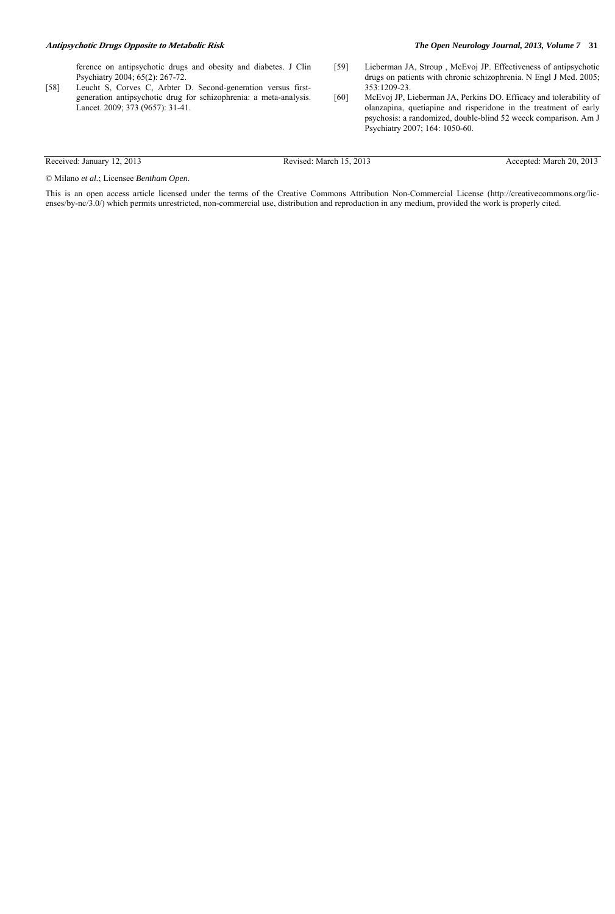ference on antipsychotic drugs and obesity and diabetes. J Clin Psychiatry 2004; 65(2): 267-72.

[58] Leucht S, Corves C, Arbter D. Second-generation versus first-generation antipsychotic drug for schizophrenia: a meta-analysis. Lancet. 2009; 373 (9657): 31-41.

[59] Lieberman JA, Stroup , McEvoj JP. Effectiveness of antipsychotic drugs on patients with chronic schizophrenia. N Engl J Med. 2005; 353:1209-23.

[60] McEvoj JP, Lieberman JA, Perkins DO. Efficacy and tolerability of olanzapina, quetiapine and risperidone in the treatment of early psychosis: a randomized, double-blind 52 weeck comparison. Am J Psychiatry 2007; 164: 1050-60.

Received: January 12, 2013 Revised: March 15, 2013 Accepted: March 20, 2013

© Milano *et al.*; Licensee *Bentham Open*.

This is an open access article licensed under the terms of the Creative Commons Attribution Non-Commercial License (http://creativecommons.org/licenses/by-nc/3.0/) which permits unrestricted, non-commercial use, distribution and reproduction in any medium, provided the work is properly cited.